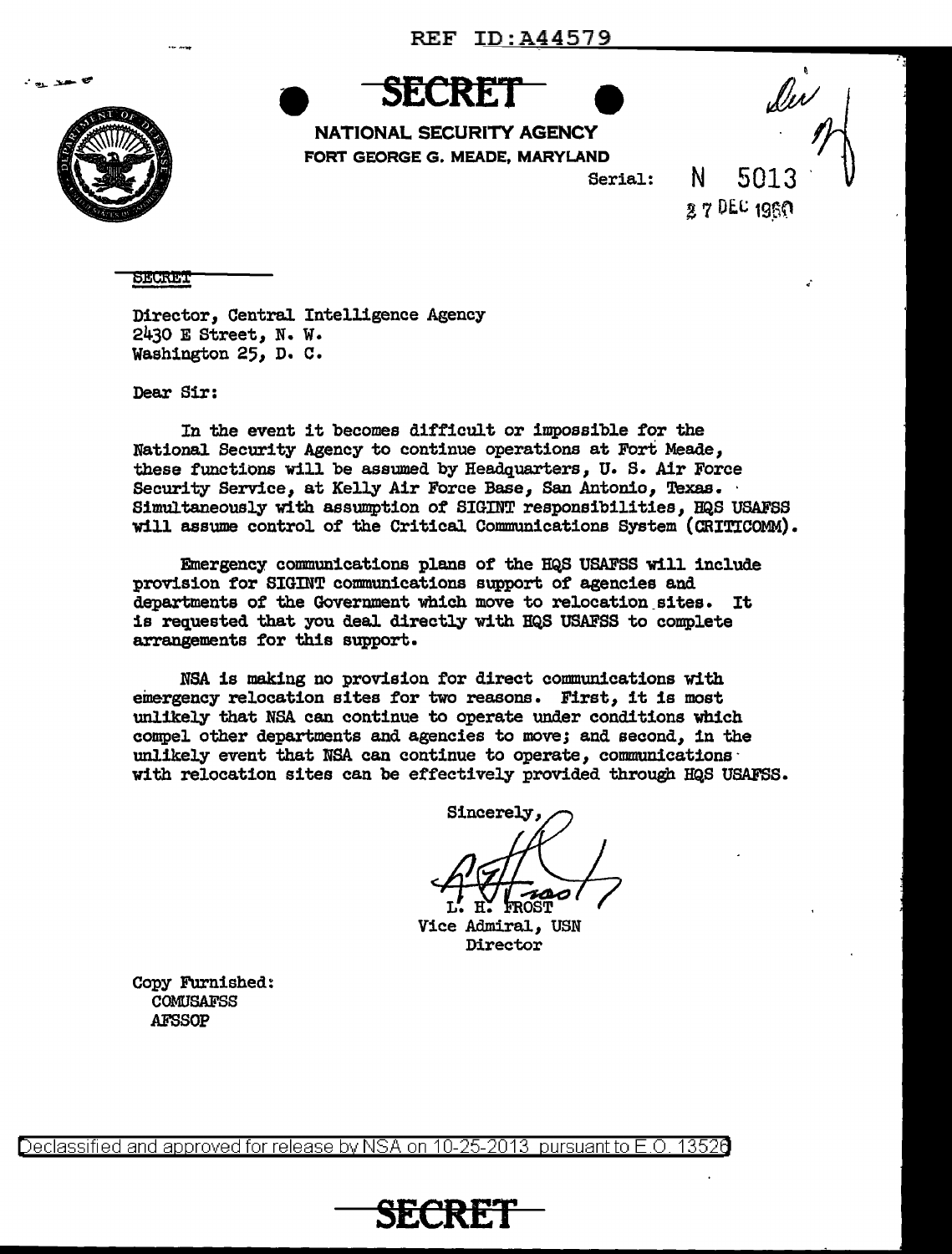REF ID:A44579

**SECRET**

**NATIONAL SECURITY AGENCY**
**FORT GEORGE G. MEADE, MARYLAND**

Serial: N 5013
27 DEC 1960

SECRET

Director, Central Intelligence Agency
2430 E Street, N. W.
Washington 25, D. C.

Dear Sir:

In the event it becomes difficult or impossible for the National Security Agency to continue operations at Fort Meade, these functions will be assumed by Headquarters, U. S. Air Force Security Service, at Kelly Air Force Base, San Antonio, Texas. Simultaneously with assumption of SIGINT responsibilities, HQS USAFSS will assume control of the Critical Communications System (CRITICOMM).

Emergency communications plans of the HQS USAFSS will include provision for SIGINT communications support of agencies and departments of the Government which move to relocation sites. It is requested that you deal directly with HQS USAFSS to complete arrangements for this support.

NSA is making no provision for direct communications with emergency relocation sites for two reasons. First, it is most unlikely that NSA can continue to operate under conditions which compel other departments and agencies to move; and second, in the unlikely event that NSA can continue to operate, communications with relocation sites can be effectively provided through HQS USAFSS.

Sincerely,

L. H. FROST
Vice Admiral, USN
Director

Copy Furnished:
COMUSAFSS
AFSSOP

Declassified and approved for release by NSA on 10-25-2013 pursuant to E.O. 13526

**SECRET**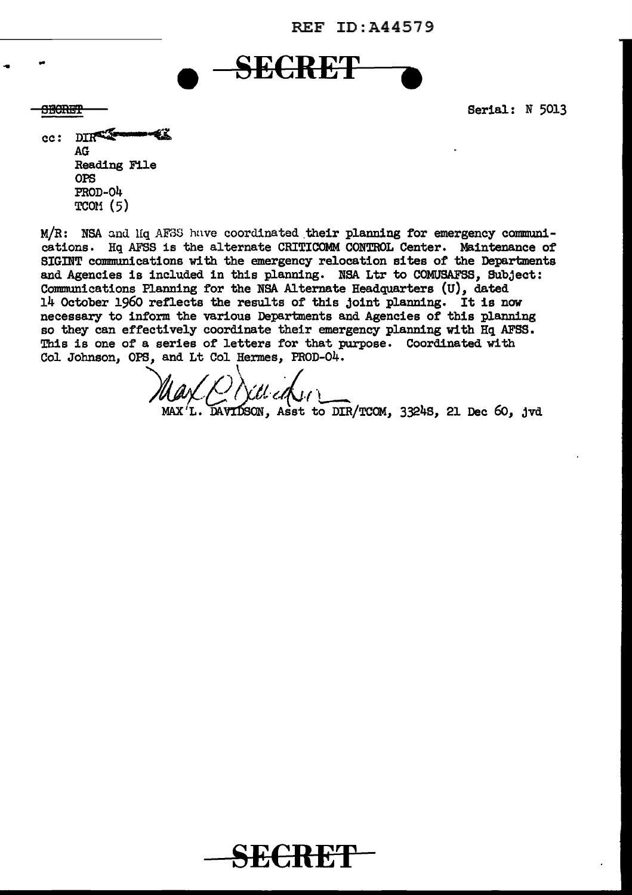REF ID:A44579

# SECRET

~~SECRET~~ Serial: N 5013

cc: DIR
AG
Reading File
OPS
PROD-04
TCOM (5)

M/R: NSA and Hq AFSS have coordinated their planning for emergency communications. Hq AFSS is the alternate CRITICOMM CONTROL Center. Maintenance of SIGINT communications with the emergency relocation sites of the Departments and Agencies is included in this planning. NSA Ltr to COMUSAFSS, Subject: Communications Planning for the NSA Alternate Headquarters (U), dated 14 October 1960 reflects the results of this joint planning. It is now necessary to inform the various Departments and Agencies of this planning so they can effectively coordinate their emergency planning with Hq AFSS. This is one of a series of letters for that purpose. Coordinated with Col Johnson, OPS, and Lt Col Hermes, PROD-04.

Max L. Davidson

MAX L. DAVIDSON, Asst to DIR/TCOM, 3324S, 21 Dec 60, jvd

# SECRET